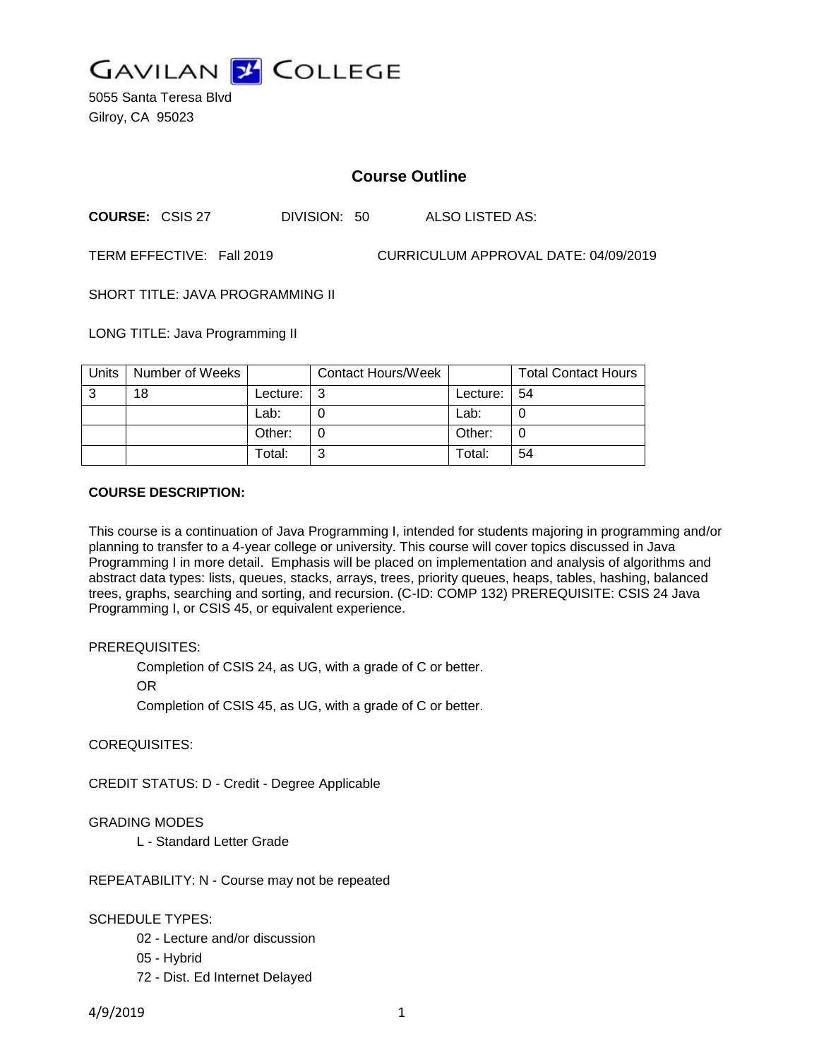# GAVILAN COLLEGE

5055 Santa Teresa Blvd
Gilroy, CA 95023

## Course Outline

**COURSE:** CSIS 27 DIVISION: 50 ALSO LISTED AS:

TERM EFFECTIVE: Fall 2019 CURRICULUM APPROVAL DATE: 04/09/2019

SHORT TITLE: JAVA PROGRAMMING II

LONG TITLE: Java Programming II

| Units | Number of Weeks | | Contact Hours/Week | | Total Contact Hours |
|---|---|---|---|---|---|
| 3 | 18 | Lecture: | 3 | Lecture: | 54 |
| | | Lab: | 0 | Lab: | 0 |
| | | Other: | 0 | Other: | 0 |
| | | Total: | 3 | Total: | 54 |

**COURSE DESCRIPTION:**

This course is a continuation of Java Programming I, intended for students majoring in programming and/or planning to transfer to a 4-year college or university. This course will cover topics discussed in Java Programming I in more detail. Emphasis will be placed on implementation and analysis of algorithms and abstract data types: lists, queues, stacks, arrays, trees, priority queues, heaps, tables, hashing, balanced trees, graphs, searching and sorting, and recursion. (C-ID: COMP 132) PREREQUISITE: CSIS 24 Java Programming I, or CSIS 45, or equivalent experience.

PREREQUISITES:

Completion of CSIS 24, as UG, with a grade of C or better.
OR
Completion of CSIS 45, as UG, with a grade of C or better.

COREQUISITES:

CREDIT STATUS: D - Credit - Degree Applicable

GRADING MODES

L - Standard Letter Grade

REPEATABILITY: N - Course may not be repeated

SCHEDULE TYPES:

02 - Lecture and/or discussion
05 - Hybrid
72 - Dist. Ed Internet Delayed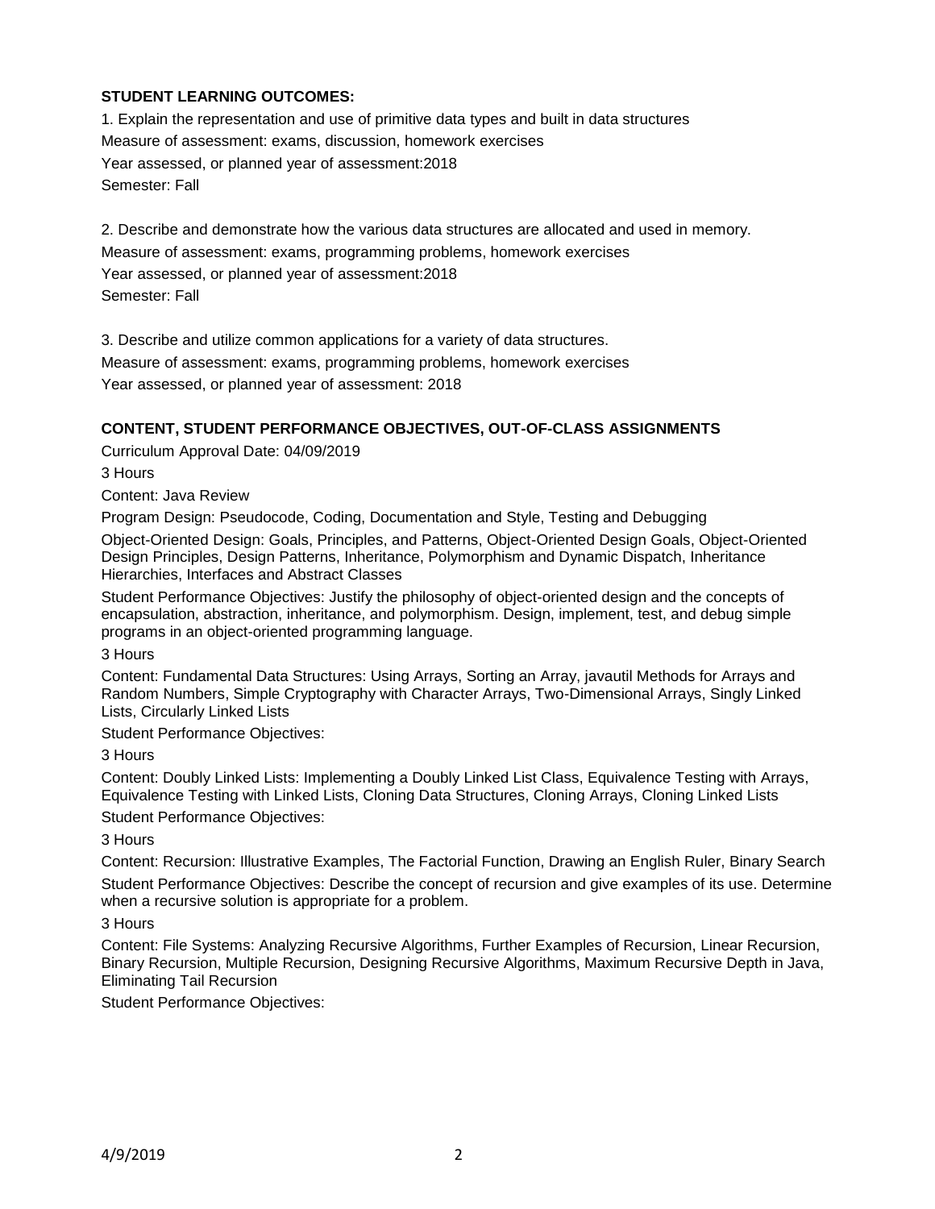**STUDENT LEARNING OUTCOMES:**

1. Explain the representation and use of primitive data types and built in data structures
Measure of assessment: exams, discussion, homework exercises
Year assessed, or planned year of assessment:2018
Semester: Fall

2. Describe and demonstrate how the various data structures are allocated and used in memory.
Measure of assessment: exams, programming problems, homework exercises
Year assessed, or planned year of assessment:2018
Semester: Fall

3. Describe and utilize common applications for a variety of data structures.
Measure of assessment: exams, programming problems, homework exercises
Year assessed, or planned year of assessment: 2018

**CONTENT, STUDENT PERFORMANCE OBJECTIVES, OUT-OF-CLASS ASSIGNMENTS**

Curriculum Approval Date: 04/09/2019

3 Hours

Content: Java Review

Program Design: Pseudocode, Coding, Documentation and Style, Testing and Debugging

Object-Oriented Design: Goals, Principles, and Patterns, Object-Oriented Design Goals, Object-Oriented Design Principles, Design Patterns, Inheritance, Polymorphism and Dynamic Dispatch, Inheritance Hierarchies, Interfaces and Abstract Classes

Student Performance Objectives: Justify the philosophy of object-oriented design and the concepts of encapsulation, abstraction, inheritance, and polymorphism. Design, implement, test, and debug simple programs in an object-oriented programming language.

3 Hours

Content: Fundamental Data Structures: Using Arrays, Sorting an Array, javautil Methods for Arrays and Random Numbers, Simple Cryptography with Character Arrays, Two-Dimensional Arrays, Singly Linked Lists, Circularly Linked Lists

Student Performance Objectives:

3 Hours

Content: Doubly Linked Lists: Implementing a Doubly Linked List Class, Equivalence Testing with Arrays, Equivalence Testing with Linked Lists, Cloning Data Structures, Cloning Arrays, Cloning Linked Lists

Student Performance Objectives:

3 Hours

Content: Recursion: Illustrative Examples, The Factorial Function, Drawing an English Ruler, Binary Search

Student Performance Objectives: Describe the concept of recursion and give examples of its use. Determine when a recursive solution is appropriate for a problem.

3 Hours

Content: File Systems: Analyzing Recursive Algorithms, Further Examples of Recursion, Linear Recursion, Binary Recursion, Multiple Recursion, Designing Recursive Algorithms, Maximum Recursive Depth in Java, Eliminating Tail Recursion

Student Performance Objectives: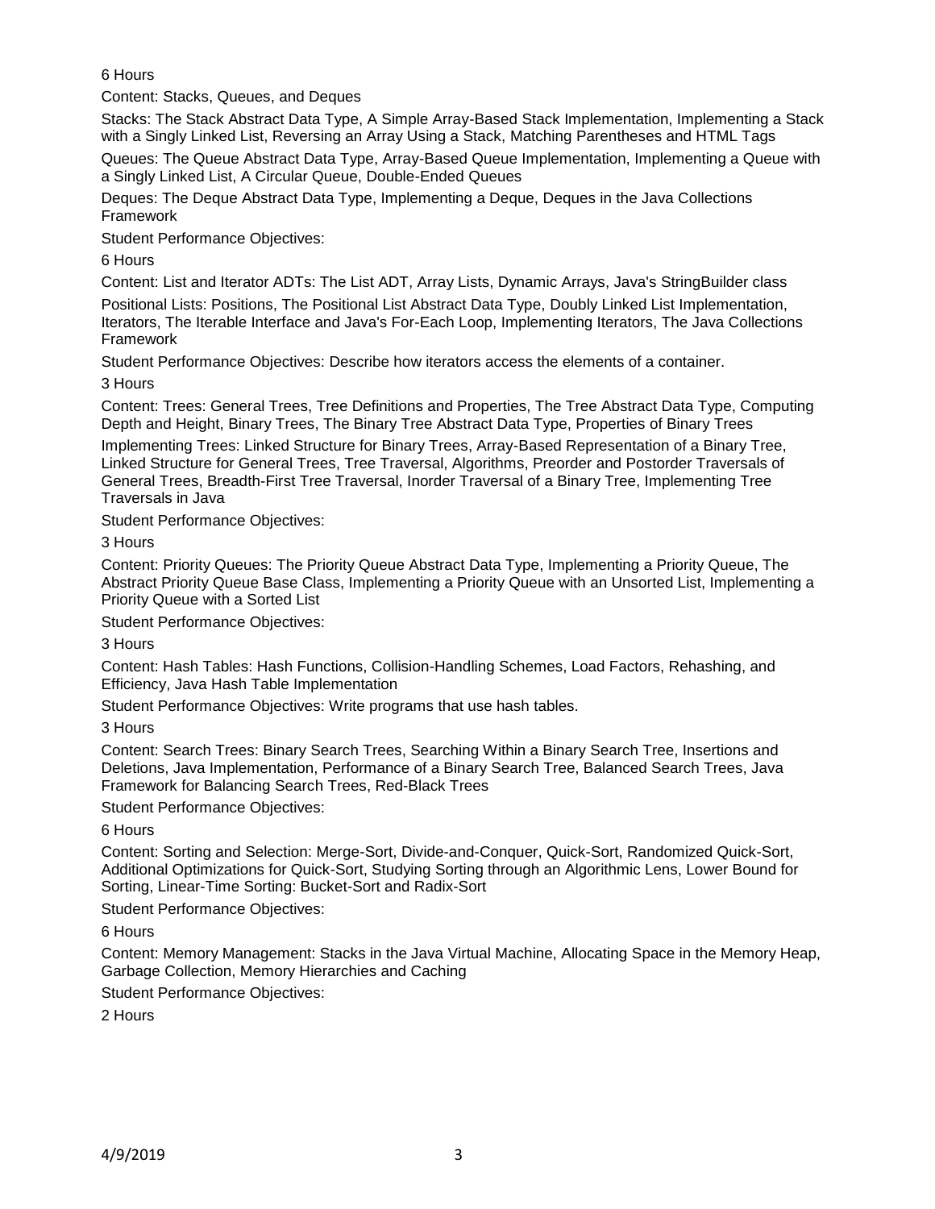6 Hours

Content: Stacks, Queues, and Deques

Stacks: The Stack Abstract Data Type, A Simple Array-Based Stack Implementation, Implementing a Stack with a Singly Linked List, Reversing an Array Using a Stack, Matching Parentheses and HTML Tags

Queues: The Queue Abstract Data Type, Array-Based Queue Implementation, Implementing a Queue with a Singly Linked List, A Circular Queue, Double-Ended Queues

Deques: The Deque Abstract Data Type, Implementing a Deque, Deques in the Java Collections Framework

Student Performance Objectives:

6 Hours

Content: List and Iterator ADTs: The List ADT, Array Lists, Dynamic Arrays, Java's StringBuilder class

Positional Lists: Positions, The Positional List Abstract Data Type, Doubly Linked List Implementation, Iterators, The Iterable Interface and Java's For-Each Loop, Implementing Iterators, The Java Collections Framework

Student Performance Objectives: Describe how iterators access the elements of a container.

3 Hours

Content: Trees: General Trees, Tree Definitions and Properties, The Tree Abstract Data Type, Computing Depth and Height, Binary Trees, The Binary Tree Abstract Data Type, Properties of Binary Trees

Implementing Trees: Linked Structure for Binary Trees, Array-Based Representation of a Binary Tree, Linked Structure for General Trees, Tree Traversal, Algorithms, Preorder and Postorder Traversals of General Trees, Breadth-First Tree Traversal, Inorder Traversal of a Binary Tree, Implementing Tree Traversals in Java

Student Performance Objectives:

3 Hours

Content: Priority Queues: The Priority Queue Abstract Data Type, Implementing a Priority Queue, The Abstract Priority Queue Base Class, Implementing a Priority Queue with an Unsorted List, Implementing a Priority Queue with a Sorted List

Student Performance Objectives:

3 Hours

Content: Hash Tables: Hash Functions, Collision-Handling Schemes, Load Factors, Rehashing, and Efficiency, Java Hash Table Implementation

Student Performance Objectives: Write programs that use hash tables.

3 Hours

Content: Search Trees: Binary Search Trees, Searching Within a Binary Search Tree, Insertions and Deletions, Java Implementation, Performance of a Binary Search Tree, Balanced Search Trees, Java Framework for Balancing Search Trees, Red-Black Trees

Student Performance Objectives:

6 Hours

Content: Sorting and Selection: Merge-Sort, Divide-and-Conquer, Quick-Sort, Randomized Quick-Sort, Additional Optimizations for Quick-Sort, Studying Sorting through an Algorithmic Lens, Lower Bound for Sorting, Linear-Time Sorting: Bucket-Sort and Radix-Sort

Student Performance Objectives:

6 Hours

Content: Memory Management: Stacks in the Java Virtual Machine, Allocating Space in the Memory Heap, Garbage Collection, Memory Hierarchies and Caching

Student Performance Objectives:

2 Hours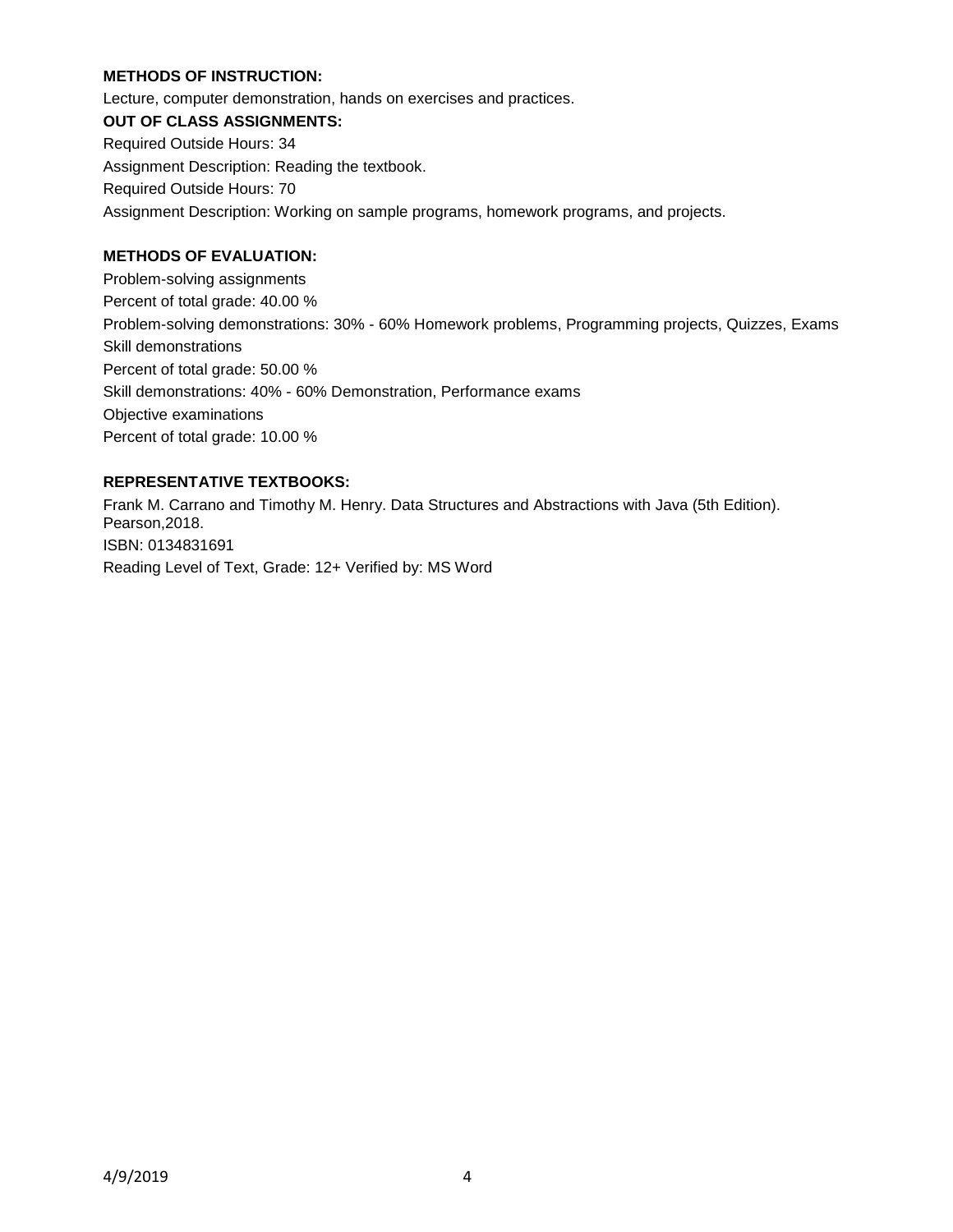**METHODS OF INSTRUCTION:**

Lecture, computer demonstration, hands on exercises and practices.

**OUT OF CLASS ASSIGNMENTS:**

Required Outside Hours: 34

Assignment Description: Reading the textbook.

Required Outside Hours: 70

Assignment Description: Working on sample programs, homework programs, and projects.

**METHODS OF EVALUATION:**

Problem-solving assignments

Percent of total grade: 40.00 %

Problem-solving demonstrations: 30% - 60% Homework problems, Programming projects, Quizzes, Exams

Skill demonstrations

Percent of total grade: 50.00 %

Skill demonstrations: 40% - 60% Demonstration, Performance exams

Objective examinations

Percent of total grade: 10.00 %

**REPRESENTATIVE TEXTBOOKS:**

Frank M. Carrano and Timothy M. Henry. Data Structures and Abstractions with Java (5th Edition). Pearson,2018.

ISBN: 0134831691

Reading Level of Text, Grade: 12+ Verified by: MS Word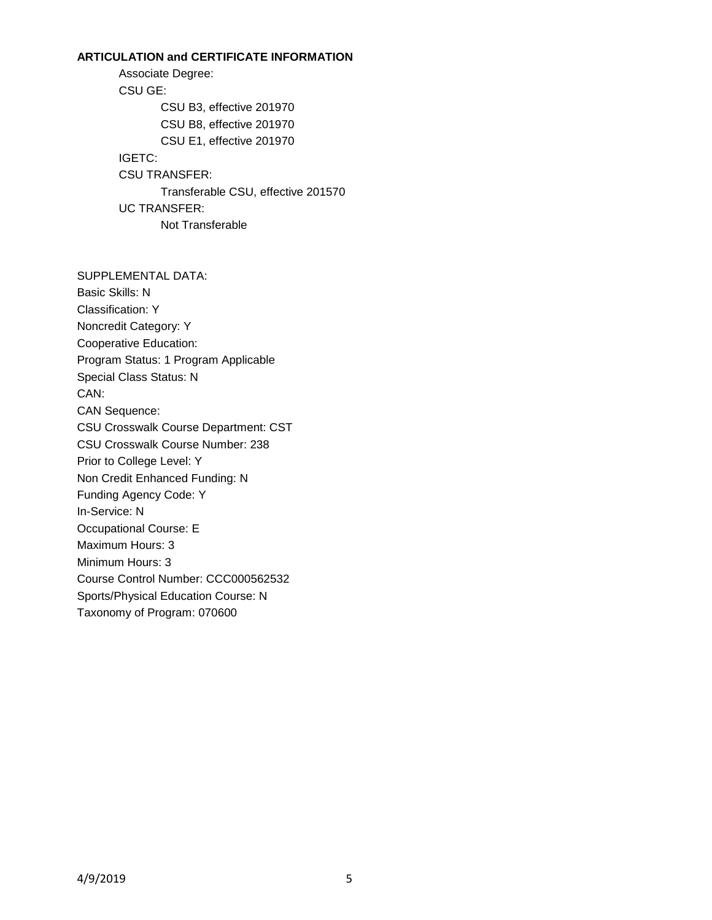**ARTICULATION and CERTIFICATE INFORMATION**

Associate Degree:

CSU GE:

- CSU B3, effective 201970
- CSU B8, effective 201970
- CSU E1, effective 201970

IGETC:

CSU TRANSFER:

- Transferable CSU, effective 201570

UC TRANSFER:

- Not Transferable

SUPPLEMENTAL DATA:
Basic Skills: N
Classification: Y
Noncredit Category: Y
Cooperative Education:
Program Status: 1 Program Applicable
Special Class Status: N
CAN:
CAN Sequence:
CSU Crosswalk Course Department: CST
CSU Crosswalk Course Number: 238
Prior to College Level: Y
Non Credit Enhanced Funding: N
Funding Agency Code: Y
In-Service: N
Occupational Course: E
Maximum Hours: 3
Minimum Hours: 3
Course Control Number: CCC000562532
Sports/Physical Education Course: N
Taxonomy of Program: 070600

4/9/2019